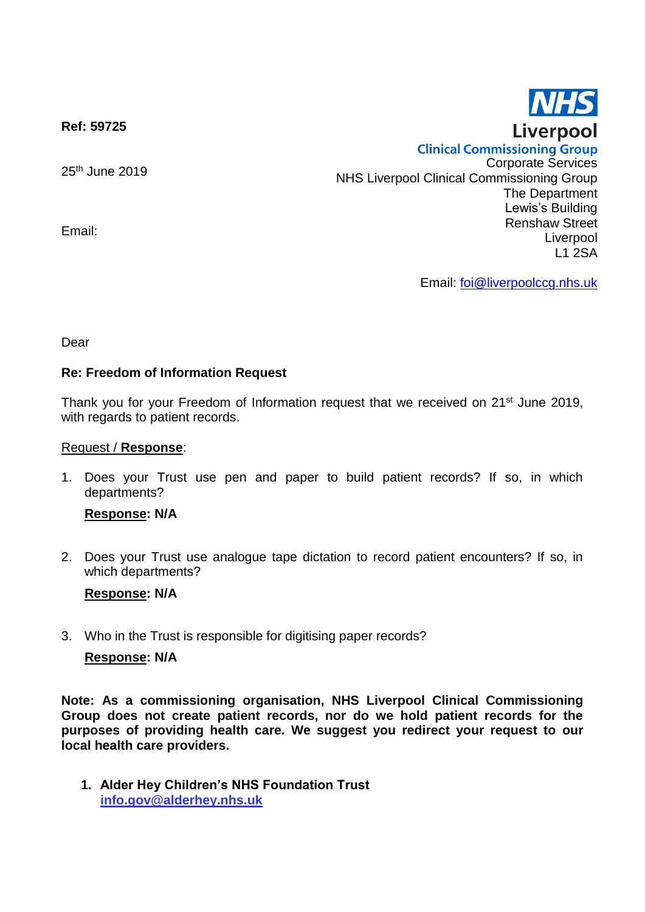**Ref: 59725**

25th June 2019

Email:

NHS
Liverpool
Clinical Commissioning Group
Corporate Services
NHS Liverpool Clinical Commissioning Group
The Department
Lewis's Building
Renshaw Street
Liverpool
L1 2SA

Email: foi@liverpoolccg.nhs.uk

Dear

**Re: Freedom of Information Request**

Thank you for your Freedom of Information request that we received on 21st June 2019, with regards to patient records.

Request / **Response**:

1. Does your Trust use pen and paper to build patient records? If so, in which departments?

   **Response: N/A**

2. Does your Trust use analogue tape dictation to record patient encounters? If so, in which departments?

   **Response: N/A**

3. Who in the Trust is responsible for digitising paper records?

   **Response: N/A**

**Note: As a commissioning organisation, NHS Liverpool Clinical Commissioning Group does not create patient records, nor do we hold patient records for the purposes of providing health care. We suggest you redirect your request to our local health care providers.**

1. **Alder Hey Children's NHS Foundation Trust**
   **info.gov@alderhey.nhs.uk**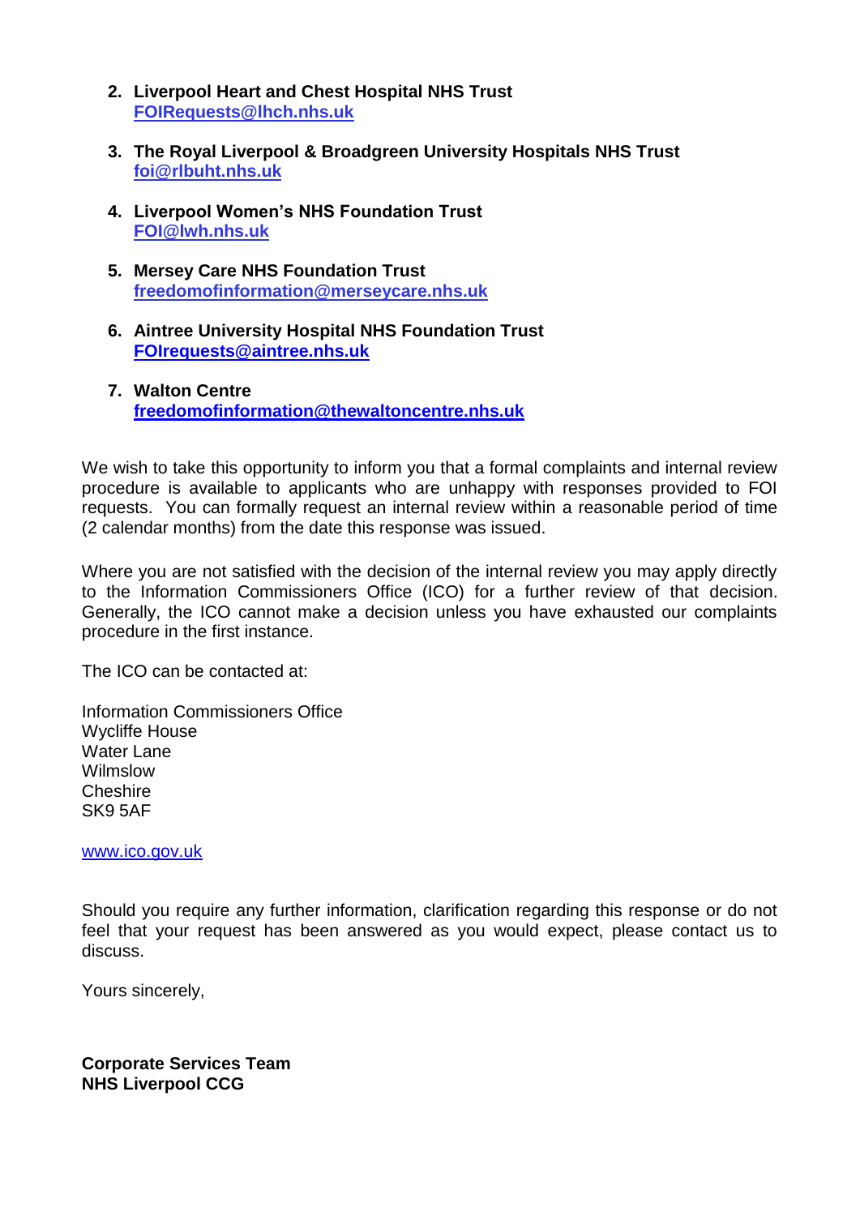2. **Liverpool Heart and Chest Hospital NHS Trust**
   **FOIRequests@lhch.nhs.uk**

3. **The Royal Liverpool & Broadgreen University Hospitals NHS Trust**
   **foi@rlbuht.nhs.uk**

4. **Liverpool Women's NHS Foundation Trust**
   **FOI@lwh.nhs.uk**

5. **Mersey Care NHS Foundation Trust**
   **freedomofinformation@merseycare.nhs.uk**

6. **Aintree University Hospital NHS Foundation Trust**
   **FOIrequests@aintree.nhs.uk**

7. **Walton Centre**
   **freedomofinformation@thewaltoncentre.nhs.uk**

We wish to take this opportunity to inform you that a formal complaints and internal review procedure is available to applicants who are unhappy with responses provided to FOI requests. You can formally request an internal review within a reasonable period of time (2 calendar months) from the date this response was issued.

Where you are not satisfied with the decision of the internal review you may apply directly to the Information Commissioners Office (ICO) for a further review of that decision. Generally, the ICO cannot make a decision unless you have exhausted our complaints procedure in the first instance.

The ICO can be contacted at:

Information Commissioners Office
Wycliffe House
Water Lane
Wilmslow
Cheshire
SK9 5AF

www.ico.gov.uk

Should you require any further information, clarification regarding this response or do not feel that your request has been answered as you would expect, please contact us to discuss.

Yours sincerely,

**Corporate Services Team**
**NHS Liverpool CCG**